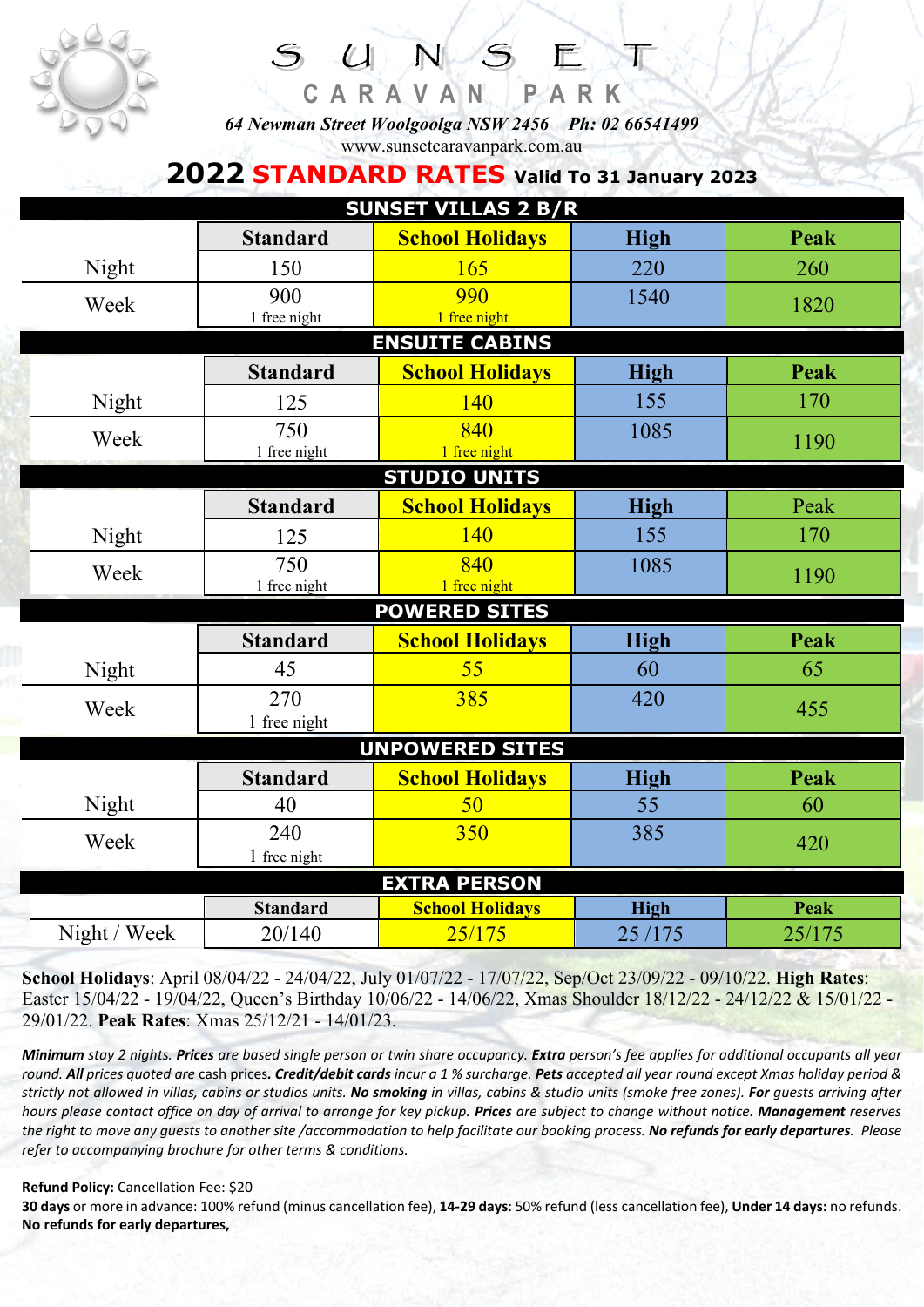# SUNSET

## CARAVAN PARK

*64 Newman Street Woolgoolga NSW 2456 Ph: 02 66541499*

www.sunsetcaravanpark.com.au

## 2022 STANDARD RATES Valid To 31 January 2023

| SUNSET VILLAS 2 B/R | | | | |
|---|---|---|---|---|
| | Standard | School Holidays | High | Peak |
| Night | 150 | 165 | 220 | 260 |
| Week | 900 1 free night | 990 1 free night | 1540 | 1820 |

| ENSUITE CABINS | | | | |
|---|---|---|---|---|
| | Standard | School Holidays | High | Peak |
| Night | 125 | 140 | 155 | 170 |
| Week | 750 1 free night | 840 1 free night | 1085 | 1190 |

| STUDIO UNITS | | | | |
|---|---|---|---|---|
| | Standard | School Holidays | High | Peak |
| Night | 125 | 140 | 155 | 170 |
| Week | 750 1 free night | 840 1 free night | 1085 | 1190 |

| POWERED SITES | | | | |
|---|---|---|---|---|
| | Standard | School Holidays | High | Peak |
| Night | 45 | 55 | 60 | 65 |
| Week | 270 1 free night | 385 | 420 | 455 |

| UNPOWERED SITES | | | | |
|---|---|---|---|---|
| | Standard | School Holidays | High | Peak |
| Night | 40 | 50 | 55 | 60 |
| Week | 240 1 free night | 350 | 385 | 420 |

| EXTRA PERSON | | | | |
|---|---|---|---|---|
| | Standard | School Holidays | High | Peak |
| Night / Week | 20/140 | 25/175 | 25 /175 | 25/175 |

**School Holidays**: April 08/04/22 - 24/04/22, July 01/07/22 - 17/07/22, Sep/Oct 23/09/22 - 09/10/22. **High Rates**: Easter 15/04/22 - 19/04/22, Queen's Birthday 10/06/22 - 14/06/22, Xmas Shoulder 18/12/22 - 24/12/22 & 15/01/22 - 29/01/22. **Peak Rates**: Xmas 25/12/21 - 14/01/23.

***Minimum*** *stay 2 nights.* ***Prices*** *are based single person or twin share occupancy.* ***Extra*** *person's fee applies for additional occupants all year round.* ***All*** *prices quoted are cash prices.* ***Credit/debit cards*** *incur a 1 % surcharge.* ***Pets*** *accepted all year round except Xmas holiday period & strictly not allowed in villas, cabins or studios units.* ***No smoking*** *in villas, cabins & studio units (smoke free zones).* ***For*** *guests arriving after hours please contact office on day of arrival to arrange for key pickup.* ***Prices*** *are subject to change without notice.* ***Management*** *reserves the right to move any guests to another site /accommodation to help facilitate our booking process.* ***No refunds for early departures****. Please refer to accompanying brochure for other terms & conditions.*

**Refund Policy:** Cancellation Fee: $20

**30 days** or more in advance: 100% refund (minus cancellation fee), **14-29 days**: 50% refund (less cancellation fee), **Under 14 days:** no refunds. **No refunds for early departures,**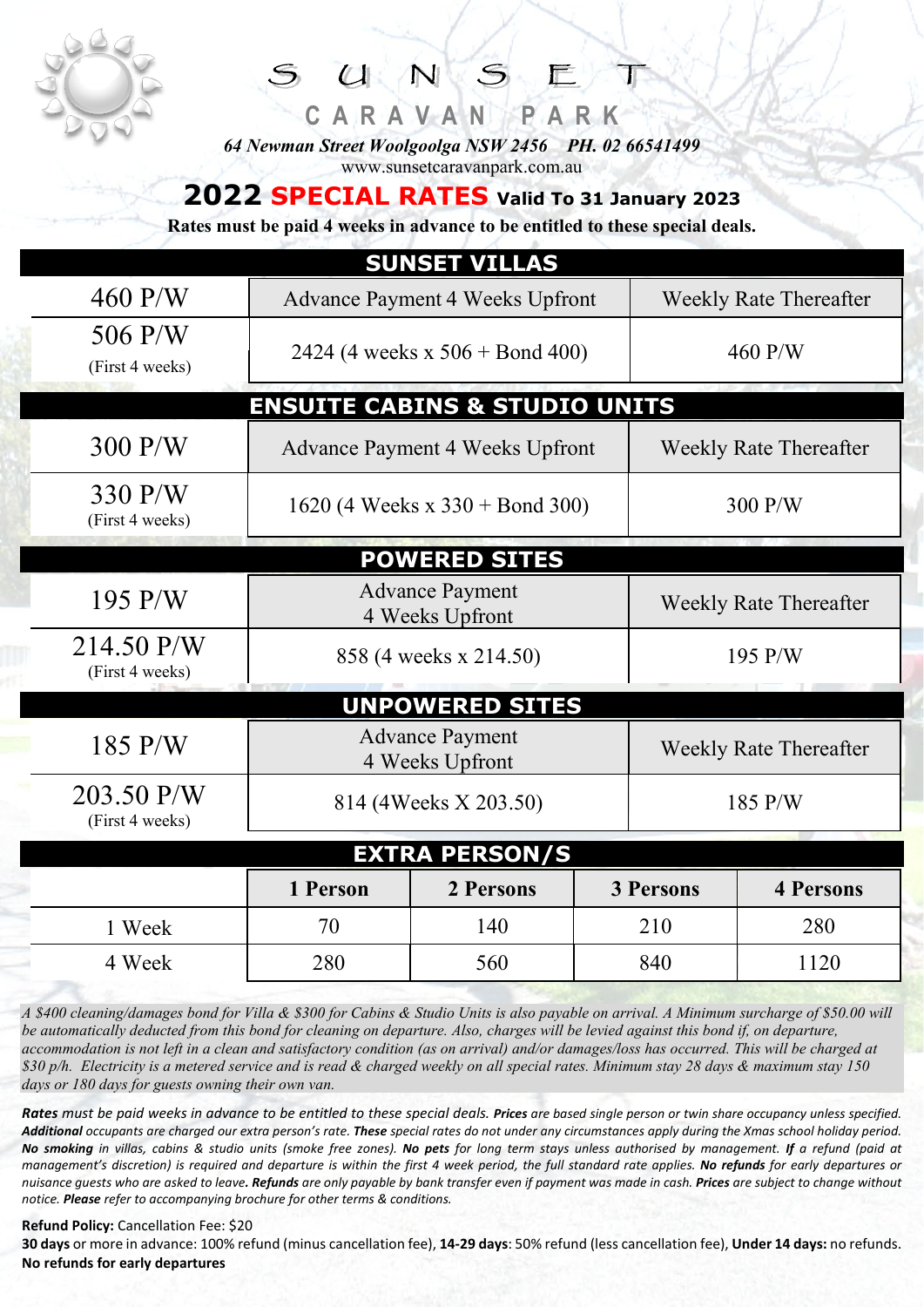# SUNSET

## CARAVAN PARK

***64 Newman Street Woolgoolga NSW 2456 PH. 02 66541499***
www.sunsetcaravanpark.com.au

## 2022 SPECIAL RATES Valid To 31 January 2023

**Rates must be paid 4 weeks in advance to be entitled to these special deals.**

### SUNSET VILLAS

| | | |
|---|---|---|
| 460 P/W | Advance Payment 4 Weeks Upfront | Weekly Rate Thereafter |
| 506 P/W (First 4 weeks) | 2424 (4 weeks x 506 + Bond 400) | 460 P/W |

### ENSUITE CABINS & STUDIO UNITS

| | | |
|---|---|---|
| 300 P/W | Advance Payment 4 Weeks Upfront | Weekly Rate Thereafter |
| 330 P/W (First 4 weeks) | 1620 (4 Weeks x 330 + Bond 300) | 300 P/W |

### POWERED SITES

| | | |
|---|---|---|
| 195 P/W | Advance Payment 4 Weeks Upfront | Weekly Rate Thereafter |
| 214.50 P/W (First 4 weeks) | 858 (4 weeks x 214.50) | 195 P/W |

### UNPOWERED SITES

| | | |
|---|---|---|
| 185 P/W | Advance Payment 4 Weeks Upfront | Weekly Rate Thereafter |
| 203.50 P/W (First 4 weeks) | 814 (4Weeks X 203.50) | 185 P/W |

### EXTRA PERSON/S

| | 1 Person | 2 Persons | 3 Persons | 4 Persons |
|---|---|---|---|---|
| 1 Week | 70 | 140 | 210 | 280 |
| 4 Week | 280 | 560 | 840 | 1120 |

*A $400 cleaning/damages bond for Villa & $300 for Cabins & Studio Units is also payable on arrival. A Minimum surcharge of $50.00 will be automatically deducted from this bond for cleaning on departure. Also, charges will be levied against this bond if, on departure, accommodation is not left in a clean and satisfactory condition (as on arrival) and/or damages/loss has occurred. This will be charged at $30 p/h. Electricity is a metered service and is read & charged weekly on all special rates. Minimum stay 28 days & maximum stay 150 days or 180 days for guests owning their own van.*

***Rates** must be paid weeks in advance to be entitled to these special deals. **Prices** are based single person or twin share occupancy unless specified. **Additional** occupants are charged our extra person's rate. **These** special rates do not under any circumstances apply during the Xmas school holiday period. **No smoking** in villas, cabins & studio units (smoke free zones). **No pets** for long term stays unless authorised by management. **If** a refund (paid at management's discretion) is required and departure is within the first 4 week period, the full standard rate applies. **No refunds** for early departures or nuisance guests who are asked to leave. **Refunds** are only payable by bank transfer even if payment was made in cash. **Prices** are subject to change without notice. **Please** refer to accompanying brochure for other terms & conditions.*

**Refund Policy:** Cancellation Fee: $20

**30 days** or more in advance: 100% refund (minus cancellation fee), **14-29 days**: 50% refund (less cancellation fee), **Under 14 days:** no refunds.
**No refunds for early departures**